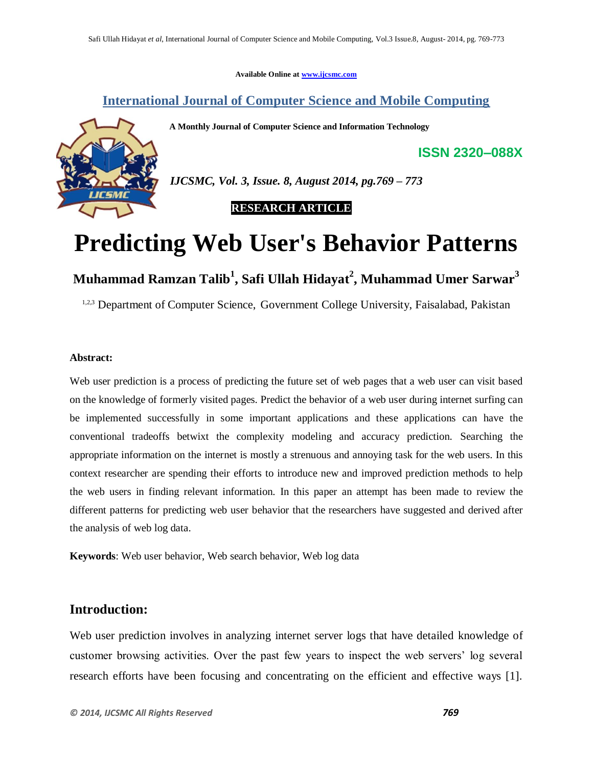Available Online at www.ijcsmc.com

## International Journal of Computer Science and Mobile Computing

**A Monthly Journal of Computer Science and Information Technology**

**ISSN 2320–088X**

*IJCSMC, Vol. 3, Issue. 8, August 2014, pg.769 – 773*

**RESEARCH ARTICLE**

# Predicting Web User's Behavior Patterns

**Muhammad Ramzan Talib[1], Safi Ullah Hidayat[2], Muhammad Umer Sarwar[3]**

[1,2,3] Department of Computer Science, Government College University, Faisalabad, Pakistan

**Abstract:**

Web user prediction is a process of predicting the future set of web pages that a web user can visit based on the knowledge of formerly visited pages. Predict the behavior of a web user during internet surfing can be implemented successfully in some important applications and these applications can have the conventional tradeoffs betwixt the complexity modeling and accuracy prediction. Searching the appropriate information on the internet is mostly a strenuous and annoying task for the web users. In this context researcher are spending their efforts to introduce new and improved prediction methods to help the web users in finding relevant information. In this paper an attempt has been made to review the different patterns for predicting web user behavior that the researchers have suggested and derived after the analysis of web log data.

**Keywords**: Web user behavior, Web search behavior, Web log data

## Introduction:

Web user prediction involves in analyzing internet server logs that have detailed knowledge of customer browsing activities. Over the past few years to inspect the web servers' log several research efforts have been focusing and concentrating on the efficient and effective ways [1].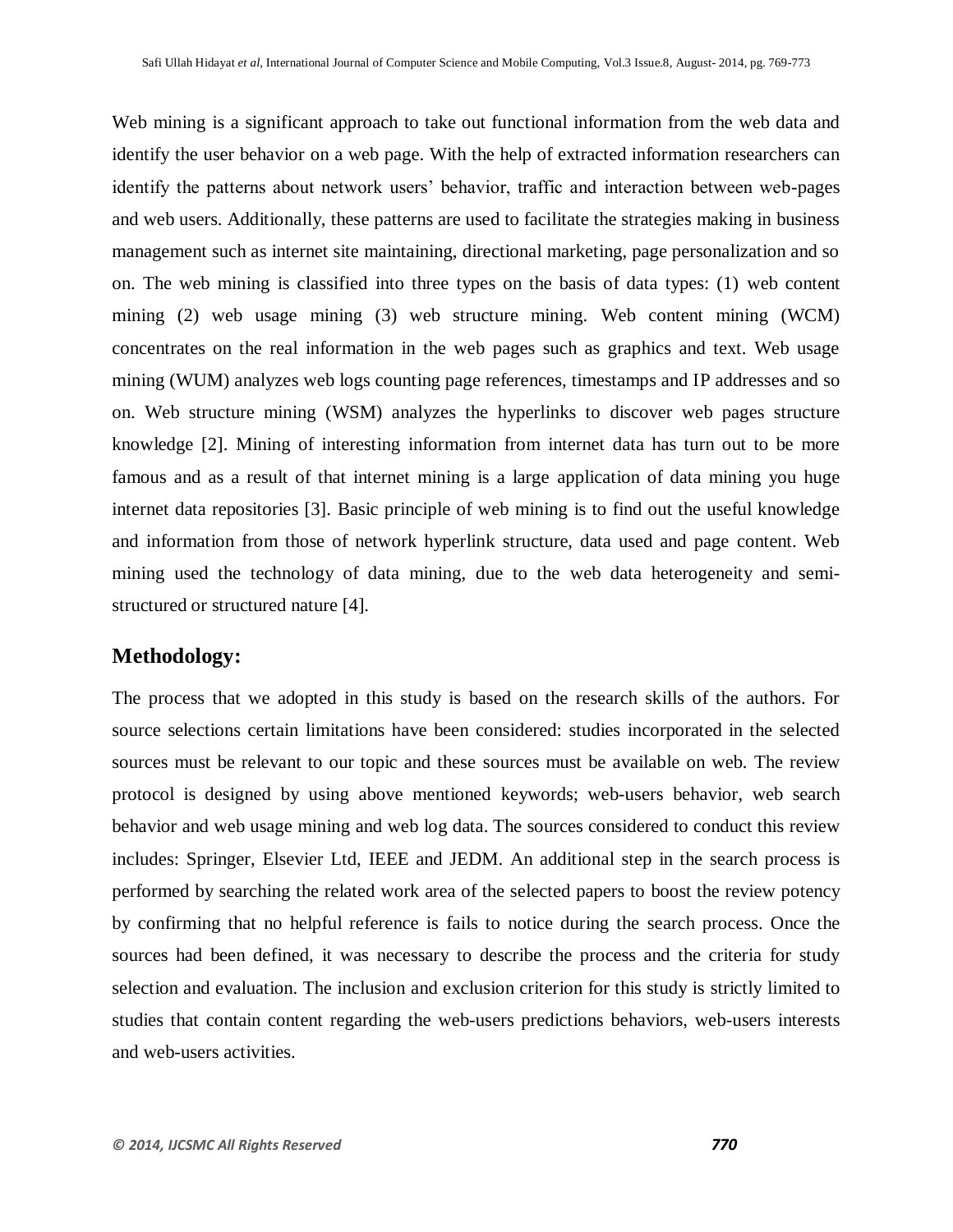Web mining is a significant approach to take out functional information from the web data and identify the user behavior on a web page. With the help of extracted information researchers can identify the patterns about network users' behavior, traffic and interaction between web-pages and web users. Additionally, these patterns are used to facilitate the strategies making in business management such as internet site maintaining, directional marketing, page personalization and so on. The web mining is classified into three types on the basis of data types: (1) web content mining (2) web usage mining (3) web structure mining. Web content mining (WCM) concentrates on the real information in the web pages such as graphics and text. Web usage mining (WUM) analyzes web logs counting page references, timestamps and IP addresses and so on. Web structure mining (WSM) analyzes the hyperlinks to discover web pages structure knowledge [2]. Mining of interesting information from internet data has turn out to be more famous and as a result of that internet mining is a large application of data mining you huge internet data repositories [3]. Basic principle of web mining is to find out the useful knowledge and information from those of network hyperlink structure, data used and page content. Web mining used the technology of data mining, due to the web data heterogeneity and semi-structured or structured nature [4].

## Methodology:

The process that we adopted in this study is based on the research skills of the authors. For source selections certain limitations have been considered: studies incorporated in the selected sources must be relevant to our topic and these sources must be available on web. The review protocol is designed by using above mentioned keywords; web-users behavior, web search behavior and web usage mining and web log data. The sources considered to conduct this review includes: Springer, Elsevier Ltd, IEEE and JEDM. An additional step in the search process is performed by searching the related work area of the selected papers to boost the review potency by confirming that no helpful reference is fails to notice during the search process. Once the sources had been defined, it was necessary to describe the process and the criteria for study selection and evaluation. The inclusion and exclusion criterion for this study is strictly limited to studies that contain content regarding the web-users predictions behaviors, web-users interests and web-users activities.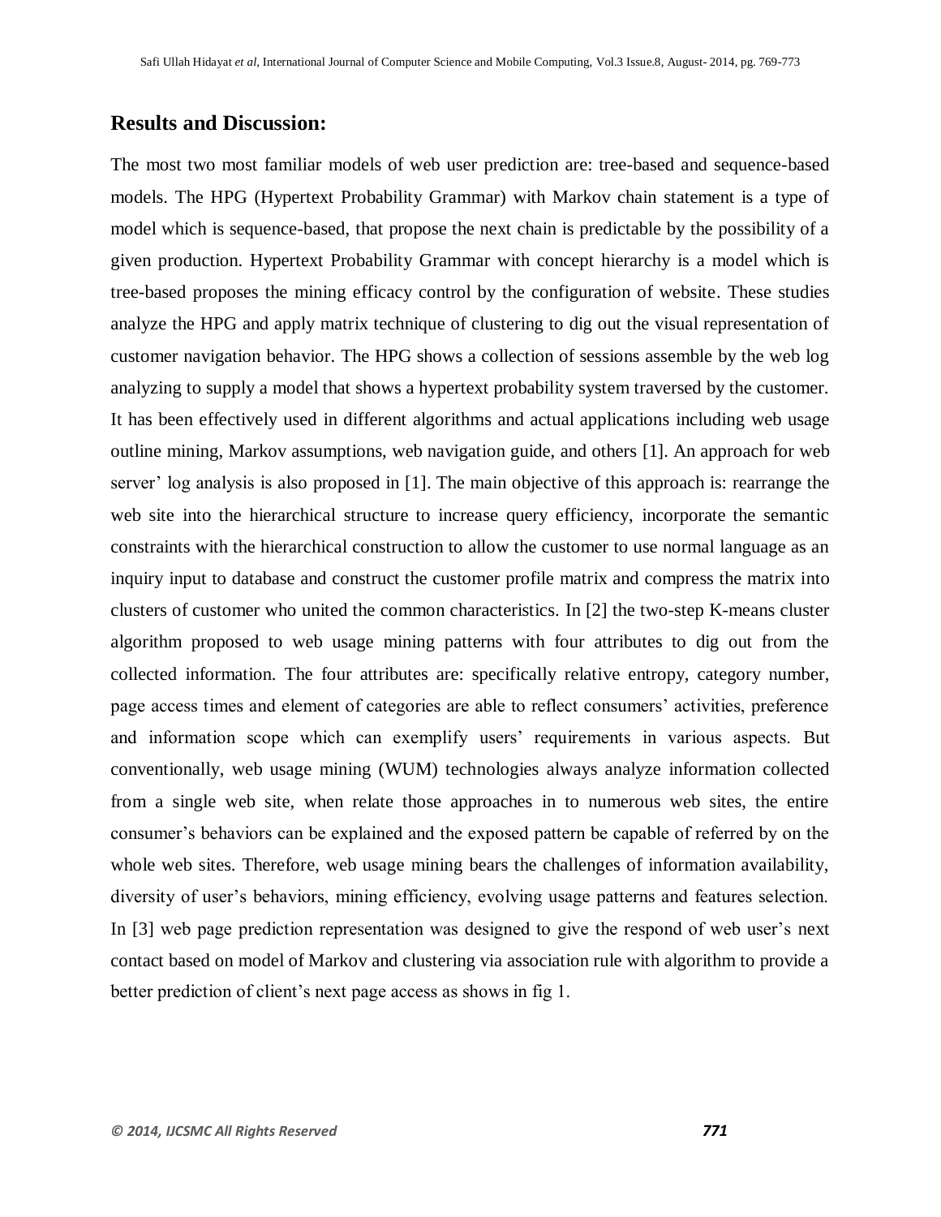## Results and Discussion:

The most two most familiar models of web user prediction are: tree-based and sequence-based models. The HPG (Hypertext Probability Grammar) with Markov chain statement is a type of model which is sequence-based, that propose the next chain is predictable by the possibility of a given production. Hypertext Probability Grammar with concept hierarchy is a model which is tree-based proposes the mining efficacy control by the configuration of website. These studies analyze the HPG and apply matrix technique of clustering to dig out the visual representation of customer navigation behavior. The HPG shows a collection of sessions assemble by the web log analyzing to supply a model that shows a hypertext probability system traversed by the customer. It has been effectively used in different algorithms and actual applications including web usage outline mining, Markov assumptions, web navigation guide, and others [1]. An approach for web server' log analysis is also proposed in [1]. The main objective of this approach is: rearrange the web site into the hierarchical structure to increase query efficiency, incorporate the semantic constraints with the hierarchical construction to allow the customer to use normal language as an inquiry input to database and construct the customer profile matrix and compress the matrix into clusters of customer who united the common characteristics. In [2] the two-step K-means cluster algorithm proposed to web usage mining patterns with four attributes to dig out from the collected information. The four attributes are: specifically relative entropy, category number, page access times and element of categories are able to reflect consumers' activities, preference and information scope which can exemplify users' requirements in various aspects. But conventionally, web usage mining (WUM) technologies always analyze information collected from a single web site, when relate those approaches in to numerous web sites, the entire consumer's behaviors can be explained and the exposed pattern be capable of referred by on the whole web sites. Therefore, web usage mining bears the challenges of information availability, diversity of user's behaviors, mining efficiency, evolving usage patterns and features selection. In [3] web page prediction representation was designed to give the respond of web user's next contact based on model of Markov and clustering via association rule with algorithm to provide a better prediction of client's next page access as shows in fig 1.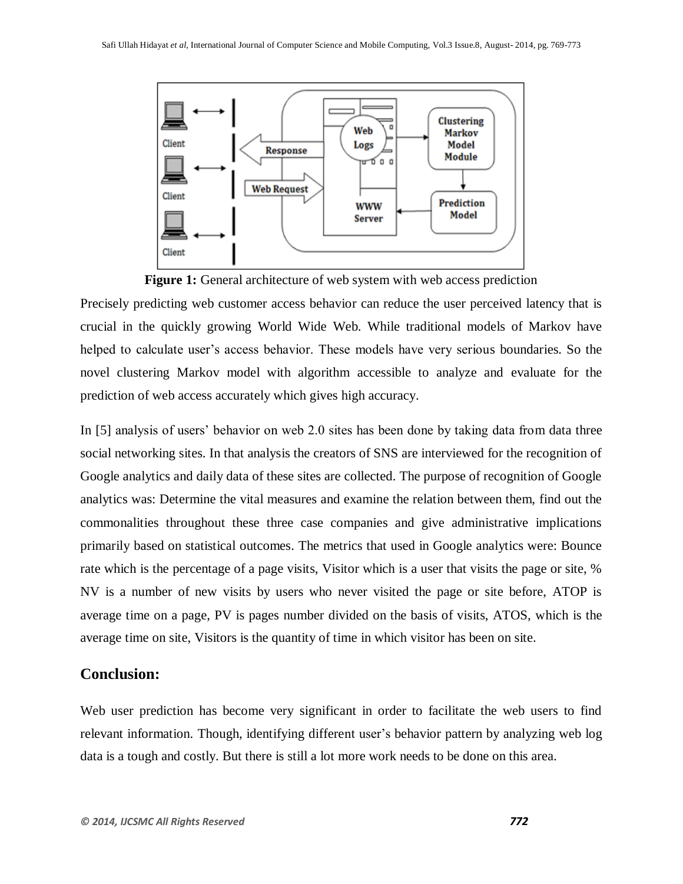**Figure 1:** General architecture of web system with web access prediction

Precisely predicting web customer access behavior can reduce the user perceived latency that is crucial in the quickly growing World Wide Web. While traditional models of Markov have helped to calculate user's access behavior. These models have very serious boundaries. So the novel clustering Markov model with algorithm accessible to analyze and evaluate for the prediction of web access accurately which gives high accuracy.

In [5] analysis of users' behavior on web 2.0 sites has been done by taking data from data three social networking sites. In that analysis the creators of SNS are interviewed for the recognition of Google analytics and daily data of these sites are collected. The purpose of recognition of Google analytics was: Determine the vital measures and examine the relation between them, find out the commonalities throughout these three case companies and give administrative implications primarily based on statistical outcomes. The metrics that used in Google analytics were: Bounce rate which is the percentage of a page visits, Visitor which is a user that visits the page or site, % NV is a number of new visits by users who never visited the page or site before, ATOP is average time on a page, PV is pages number divided on the basis of visits, ATOS, which is the average time on site, Visitors is the quantity of time in which visitor has been on site.

## Conclusion:

Web user prediction has become very significant in order to facilitate the web users to find relevant information. Though, identifying different user's behavior pattern by analyzing web log data is a tough and costly. But there is still a lot more work needs to be done on this area.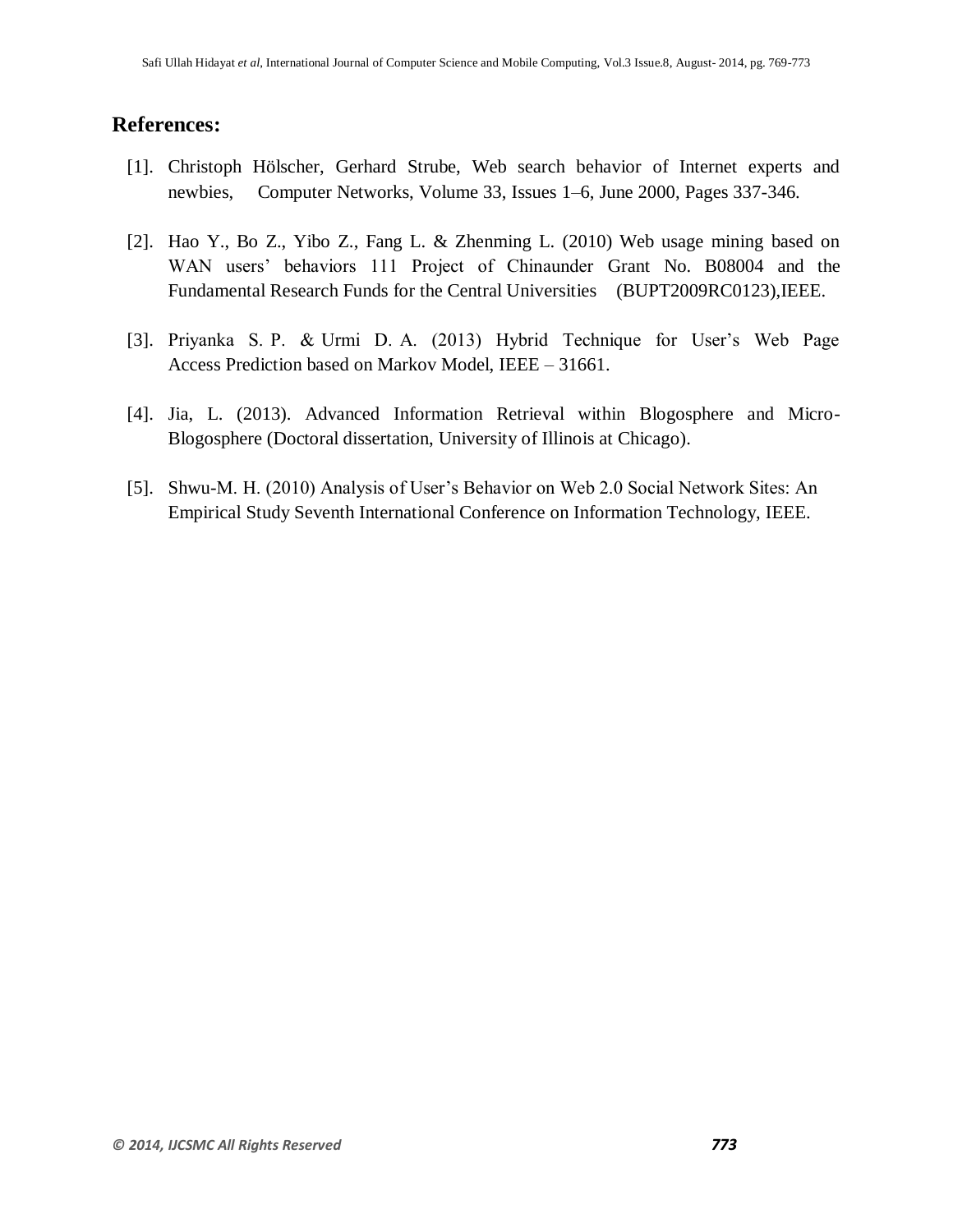## References:

[1]. Christoph Hölscher, Gerhard Strube, Web search behavior of Internet experts and newbies, Computer Networks, Volume 33, Issues 1–6, June 2000, Pages 337-346.

[2]. Hao Y., Bo Z., Yibo Z., Fang L. & Zhenming L. (2010) Web usage mining based on WAN users' behaviors 111 Project of Chinaunder Grant No. B08004 and the Fundamental Research Funds for the Central Universities (BUPT2009RC0123),IEEE.

[3]. Priyanka S. P. & Urmi D. A. (2013) Hybrid Technique for User's Web Page Access Prediction based on Markov Model, IEEE – 31661.

[4]. Jia, L. (2013). Advanced Information Retrieval within Blogosphere and Micro-Blogosphere (Doctoral dissertation, University of Illinois at Chicago).

[5]. Shwu-M. H. (2010) Analysis of User's Behavior on Web 2.0 Social Network Sites: An Empirical Study Seventh International Conference on Information Technology, IEEE.